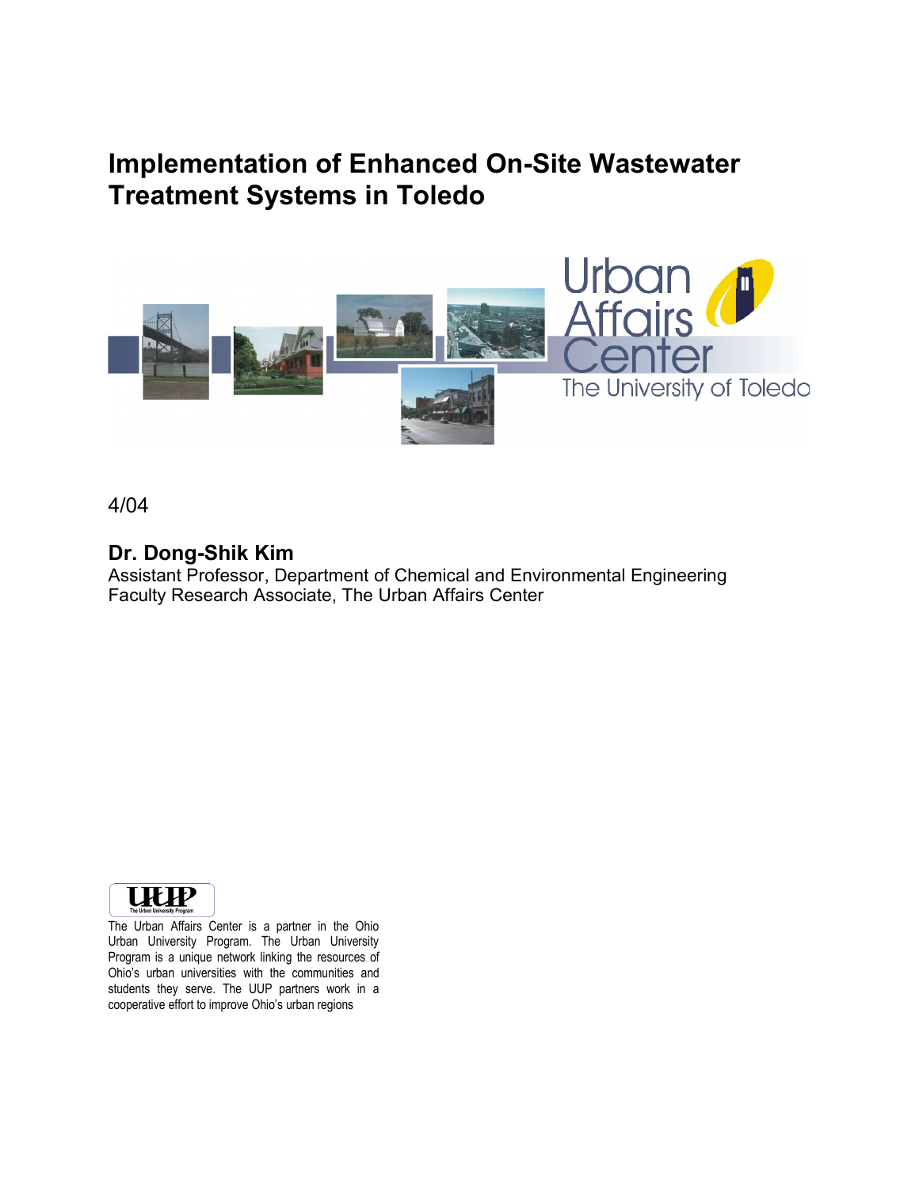# Implementation of Enhanced On-Site Wastewater Treatment Systems in Toledo

Urban Affairs Center
The University of Toledo

4/04

**Dr. Dong-Shik Kim**
Assistant Professor, Department of Chemical and Environmental Engineering
Faculty Research Associate, The Urban Affairs Center

UUP
The Urban University Program

The Urban Affairs Center is a partner in the Ohio Urban University Program. The Urban University Program is a unique network linking the resources of Ohio's urban universities with the communities and students they serve. The UUP partners work in a cooperative effort to improve Ohio's urban regions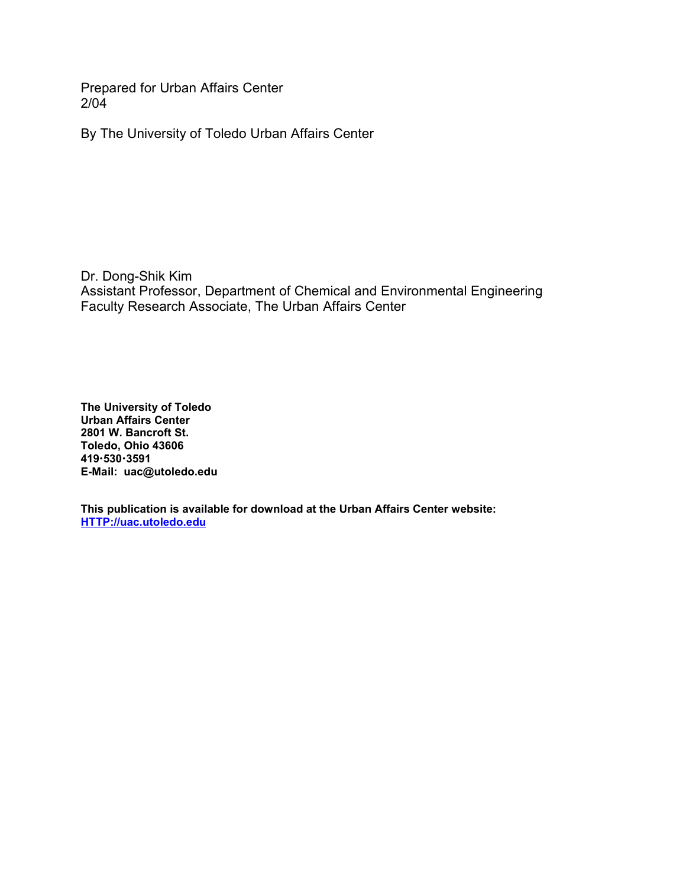Prepared for Urban Affairs Center
2/04

By The University of Toledo Urban Affairs Center

Dr. Dong-Shik Kim
Assistant Professor, Department of Chemical and Environmental Engineering
Faculty Research Associate, The Urban Affairs Center

**The University of Toledo**
**Urban Affairs Center**
**2801 W. Bancroft St.**
**Toledo, Ohio 43606**
**419·530·3591**
**E-Mail: uac@utoledo.edu**

**This publication is available for download at the Urban Affairs Center website:**
**[HTTP://uac.utoledo.edu](HTTP://uac.utoledo.edu)**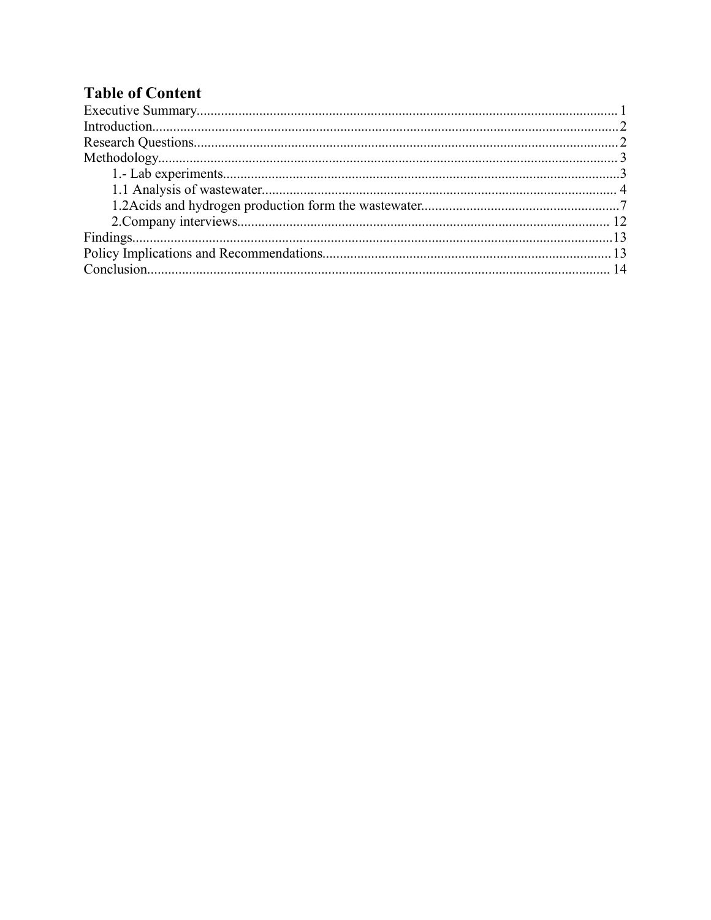# Table of Content

- Executive Summary........................................................................................................................ 1
- Introduction..................................................................................................................................... 2
- Research Questions......................................................................................................................... 2
- Methodology................................................................................................................................... 3
    - 1.- Lab experiments................................................................................................................ 3
    - 1.1 Analysis of wastewater..................................................................................................... 4
    - 1.2Acids and hydrogen production form the wastewater......................................................... 7
    - 2.Company interviews.......................................................................................................... 12
- Findings......................................................................................................................................... 13
- Policy Implications and Recommendations.................................................................................. 13
- Conclusion.................................................................................................................................... 14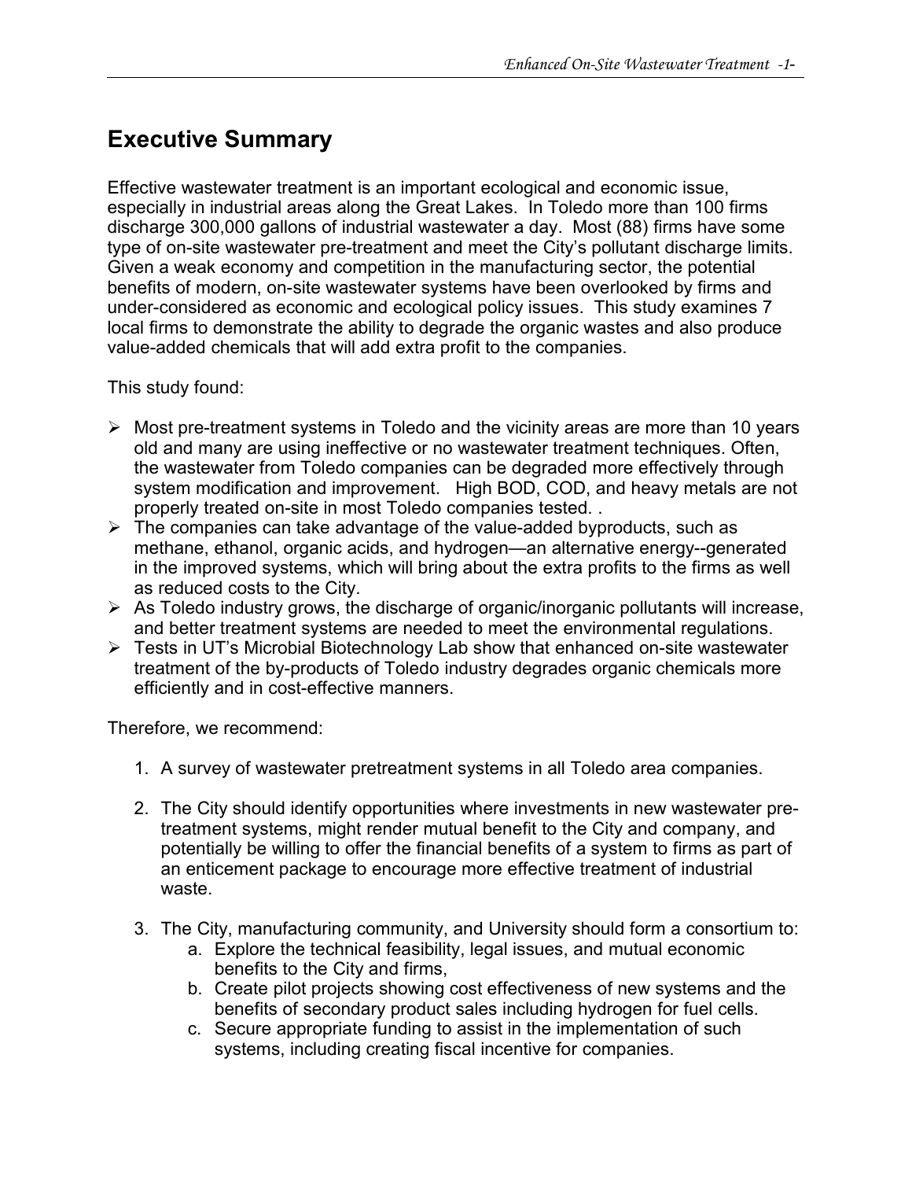## Executive Summary

Effective wastewater treatment is an important ecological and economic issue, especially in industrial areas along the Great Lakes. In Toledo more than 100 firms discharge 300,000 gallons of industrial wastewater a day. Most (88) firms have some type of on-site wastewater pre-treatment and meet the City's pollutant discharge limits. Given a weak economy and competition in the manufacturing sector, the potential benefits of modern, on-site wastewater systems have been overlooked by firms and under-considered as economic and ecological policy issues. This study examines 7 local firms to demonstrate the ability to degrade the organic wastes and also produce value-added chemicals that will add extra profit to the companies.

This study found:

- Most pre-treatment systems in Toledo and the vicinity areas are more than 10 years old and many are using ineffective or no wastewater treatment techniques. Often, the wastewater from Toledo companies can be degraded more effectively through system modification and improvement. High BOD, COD, and heavy metals are not properly treated on-site in most Toledo companies tested. .
- The companies can take advantage of the value-added byproducts, such as methane, ethanol, organic acids, and hydrogen—an alternative energy--generated in the improved systems, which will bring about the extra profits to the firms as well as reduced costs to the City.
- As Toledo industry grows, the discharge of organic/inorganic pollutants will increase, and better treatment systems are needed to meet the environmental regulations.
- Tests in UT's Microbial Biotechnology Lab show that enhanced on-site wastewater treatment of the by-products of Toledo industry degrades organic chemicals more efficiently and in cost-effective manners.

Therefore, we recommend:

1. A survey of wastewater pretreatment systems in all Toledo area companies.

2. The City should identify opportunities where investments in new wastewater pre-treatment systems, might render mutual benefit to the City and company, and potentially be willing to offer the financial benefits of a system to firms as part of an enticement package to encourage more effective treatment of industrial waste.

3. The City, manufacturing community, and University should form a consortium to:
   a. Explore the technical feasibility, legal issues, and mutual economic benefits to the City and firms,
   b. Create pilot projects showing cost effectiveness of new systems and the benefits of secondary product sales including hydrogen for fuel cells.
   c. Secure appropriate funding to assist in the implementation of such systems, including creating fiscal incentive for companies.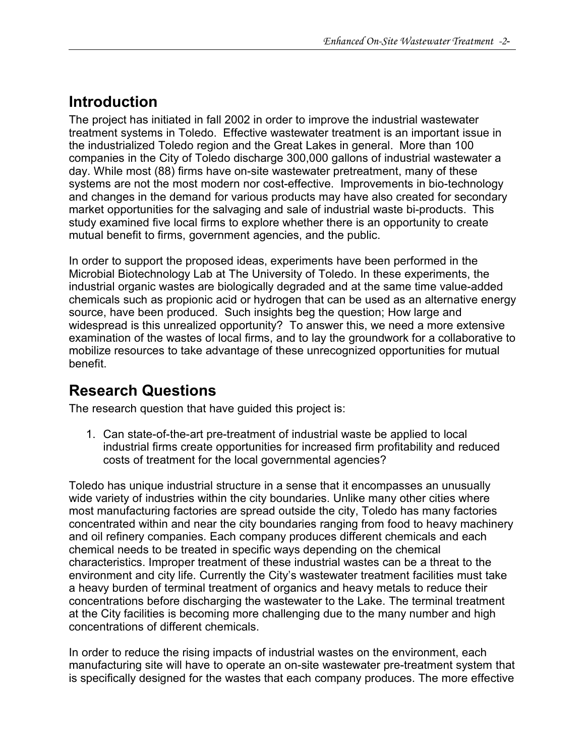## Introduction

The project has initiated in fall 2002 in order to improve the industrial wastewater treatment systems in Toledo. Effective wastewater treatment is an important issue in the industrialized Toledo region and the Great Lakes in general. More than 100 companies in the City of Toledo discharge 300,000 gallons of industrial wastewater a day. While most (88) firms have on-site wastewater pretreatment, many of these systems are not the most modern nor cost-effective. Improvements in bio-technology and changes in the demand for various products may have also created for secondary market opportunities for the salvaging and sale of industrial waste bi-products. This study examined five local firms to explore whether there is an opportunity to create mutual benefit to firms, government agencies, and the public.

In order to support the proposed ideas, experiments have been performed in the Microbial Biotechnology Lab at The University of Toledo. In these experiments, the industrial organic wastes are biologically degraded and at the same time value-added chemicals such as propionic acid or hydrogen that can be used as an alternative energy source, have been produced. Such insights beg the question; How large and widespread is this unrealized opportunity? To answer this, we need a more extensive examination of the wastes of local firms, and to lay the groundwork for a collaborative to mobilize resources to take advantage of these unrecognized opportunities for mutual benefit.

## Research Questions

The research question that have guided this project is:

1. Can state-of-the-art pre-treatment of industrial waste be applied to local industrial firms create opportunities for increased firm profitability and reduced costs of treatment for the local governmental agencies?

Toledo has unique industrial structure in a sense that it encompasses an unusually wide variety of industries within the city boundaries. Unlike many other cities where most manufacturing factories are spread outside the city, Toledo has many factories concentrated within and near the city boundaries ranging from food to heavy machinery and oil refinery companies. Each company produces different chemicals and each chemical needs to be treated in specific ways depending on the chemical characteristics. Improper treatment of these industrial wastes can be a threat to the environment and city life. Currently the City's wastewater treatment facilities must take a heavy burden of terminal treatment of organics and heavy metals to reduce their concentrations before discharging the wastewater to the Lake. The terminal treatment at the City facilities is becoming more challenging due to the many number and high concentrations of different chemicals.

In order to reduce the rising impacts of industrial wastes on the environment, each manufacturing site will have to operate an on-site wastewater pre-treatment system that is specifically designed for the wastes that each company produces. The more effective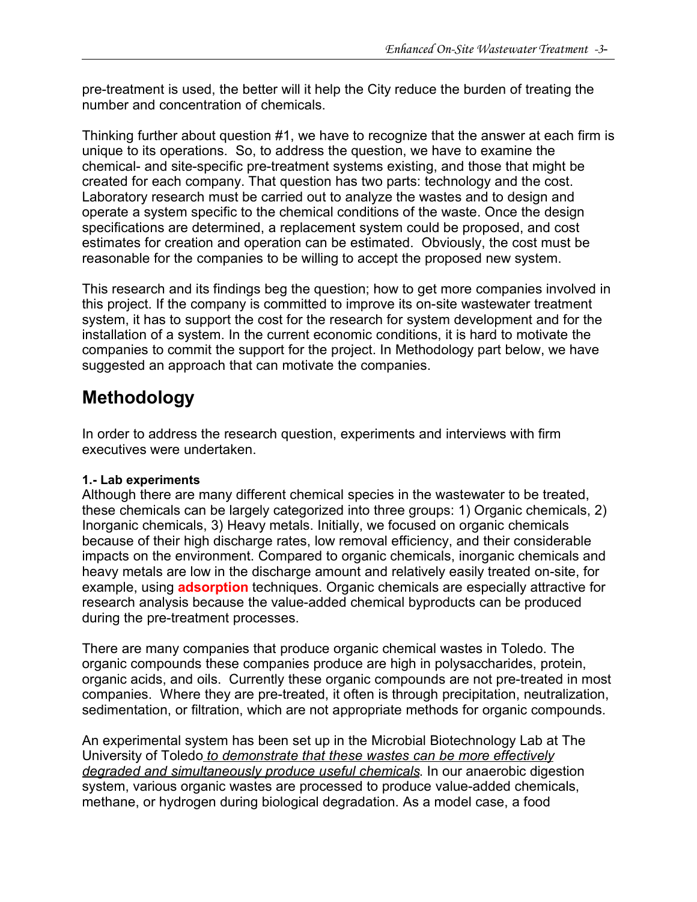pre-treatment is used, the better will it help the City reduce the burden of treating the number and concentration of chemicals.

Thinking further about question #1, we have to recognize that the answer at each firm is unique to its operations. So, to address the question, we have to examine the chemical- and site-specific pre-treatment systems existing, and those that might be created for each company. That question has two parts: technology and the cost. Laboratory research must be carried out to analyze the wastes and to design and operate a system specific to the chemical conditions of the waste. Once the design specifications are determined, a replacement system could be proposed, and cost estimates for creation and operation can be estimated. Obviously, the cost must be reasonable for the companies to be willing to accept the proposed new system.

This research and its findings beg the question; how to get more companies involved in this project. If the company is committed to improve its on-site wastewater treatment system, it has to support the cost for the research for system development and for the installation of a system. In the current economic conditions, it is hard to motivate the companies to commit the support for the project. In Methodology part below, we have suggested an approach that can motivate the companies.

## Methodology

In order to address the research question, experiments and interviews with firm executives were undertaken.

**1.- Lab experiments**

Although there are many different chemical species in the wastewater to be treated, these chemicals can be largely categorized into three groups: 1) Organic chemicals, 2) Inorganic chemicals, 3) Heavy metals. Initially, we focused on organic chemicals because of their high discharge rates, low removal efficiency, and their considerable impacts on the environment. Compared to organic chemicals, inorganic chemicals and heavy metals are low in the discharge amount and relatively easily treated on-site, for example, using **adsorption** techniques. Organic chemicals are especially attractive for research analysis because the value-added chemical byproducts can be produced during the pre-treatment processes.

There are many companies that produce organic chemical wastes in Toledo. The organic compounds these companies produce are high in polysaccharides, protein, organic acids, and oils. Currently these organic compounds are not pre-treated in most companies. Where they are pre-treated, it often is through precipitation, neutralization, sedimentation, or filtration, which are not appropriate methods for organic compounds.

An experimental system has been set up in the Microbial Biotechnology Lab at The University of Toledo *to demonstrate that these wastes can be more effectively degraded and simultaneously produce useful chemicals*. In our anaerobic digestion system, various organic wastes are processed to produce value-added chemicals, methane, or hydrogen during biological degradation. As a model case, a food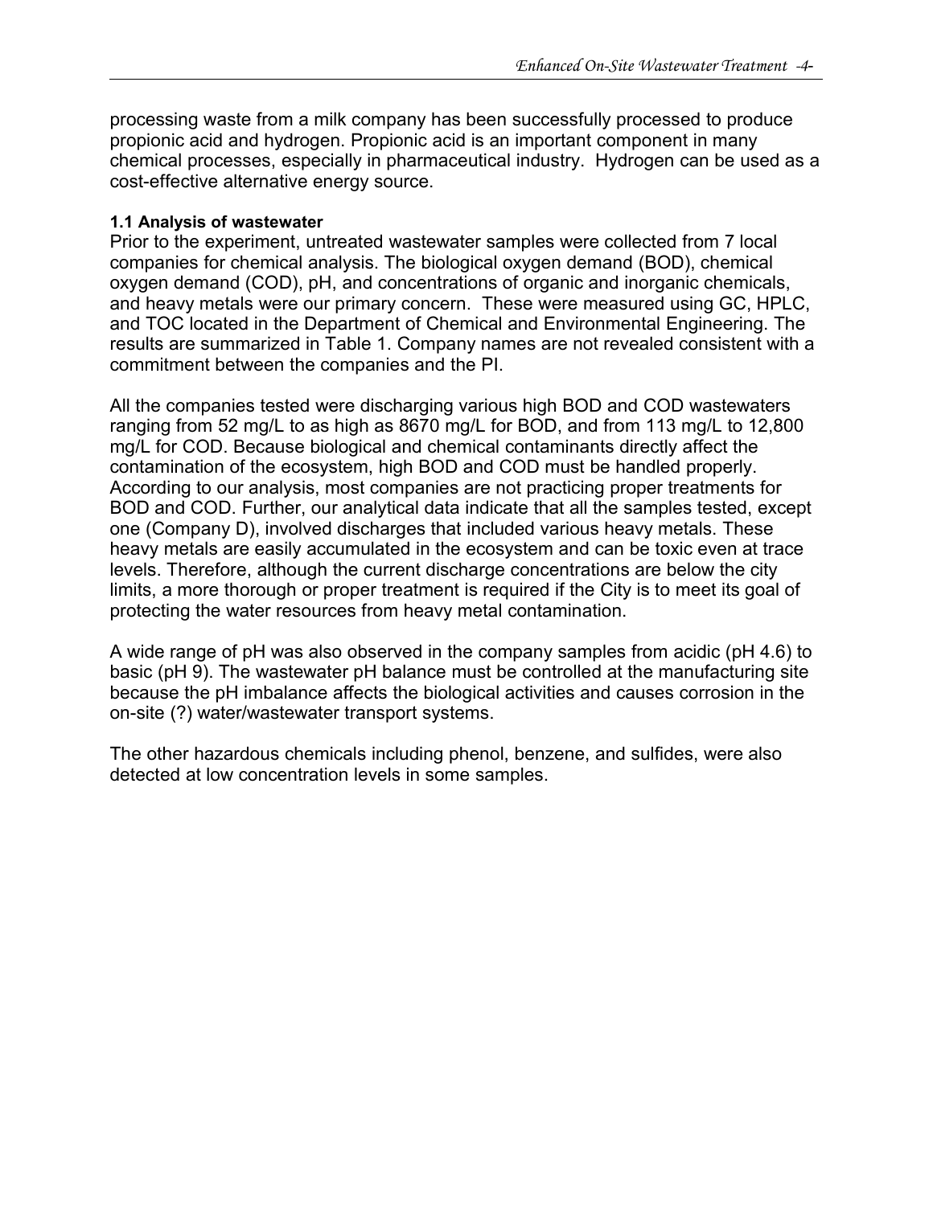processing waste from a milk company has been successfully processed to produce propionic acid and hydrogen. Propionic acid is an important component in many chemical processes, especially in pharmaceutical industry. Hydrogen can be used as a cost-effective alternative energy source.

**1.1 Analysis of wastewater**

Prior to the experiment, untreated wastewater samples were collected from 7 local companies for chemical analysis. The biological oxygen demand (BOD), chemical oxygen demand (COD), pH, and concentrations of organic and inorganic chemicals, and heavy metals were our primary concern. These were measured using GC, HPLC, and TOC located in the Department of Chemical and Environmental Engineering. The results are summarized in Table 1. Company names are not revealed consistent with a commitment between the companies and the PI.

All the companies tested were discharging various high BOD and COD wastewaters ranging from 52 mg/L to as high as 8670 mg/L for BOD, and from 113 mg/L to 12,800 mg/L for COD. Because biological and chemical contaminants directly affect the contamination of the ecosystem, high BOD and COD must be handled properly. According to our analysis, most companies are not practicing proper treatments for BOD and COD. Further, our analytical data indicate that all the samples tested, except one (Company D), involved discharges that included various heavy metals. These heavy metals are easily accumulated in the ecosystem and can be toxic even at trace levels. Therefore, although the current discharge concentrations are below the city limits, a more thorough or proper treatment is required if the City is to meet its goal of protecting the water resources from heavy metal contamination.

A wide range of pH was also observed in the company samples from acidic (pH 4.6) to basic (pH 9). The wastewater pH balance must be controlled at the manufacturing site because the pH imbalance affects the biological activities and causes corrosion in the on-site (?) water/wastewater transport systems.

The other hazardous chemicals including phenol, benzene, and sulfides, were also detected at low concentration levels in some samples.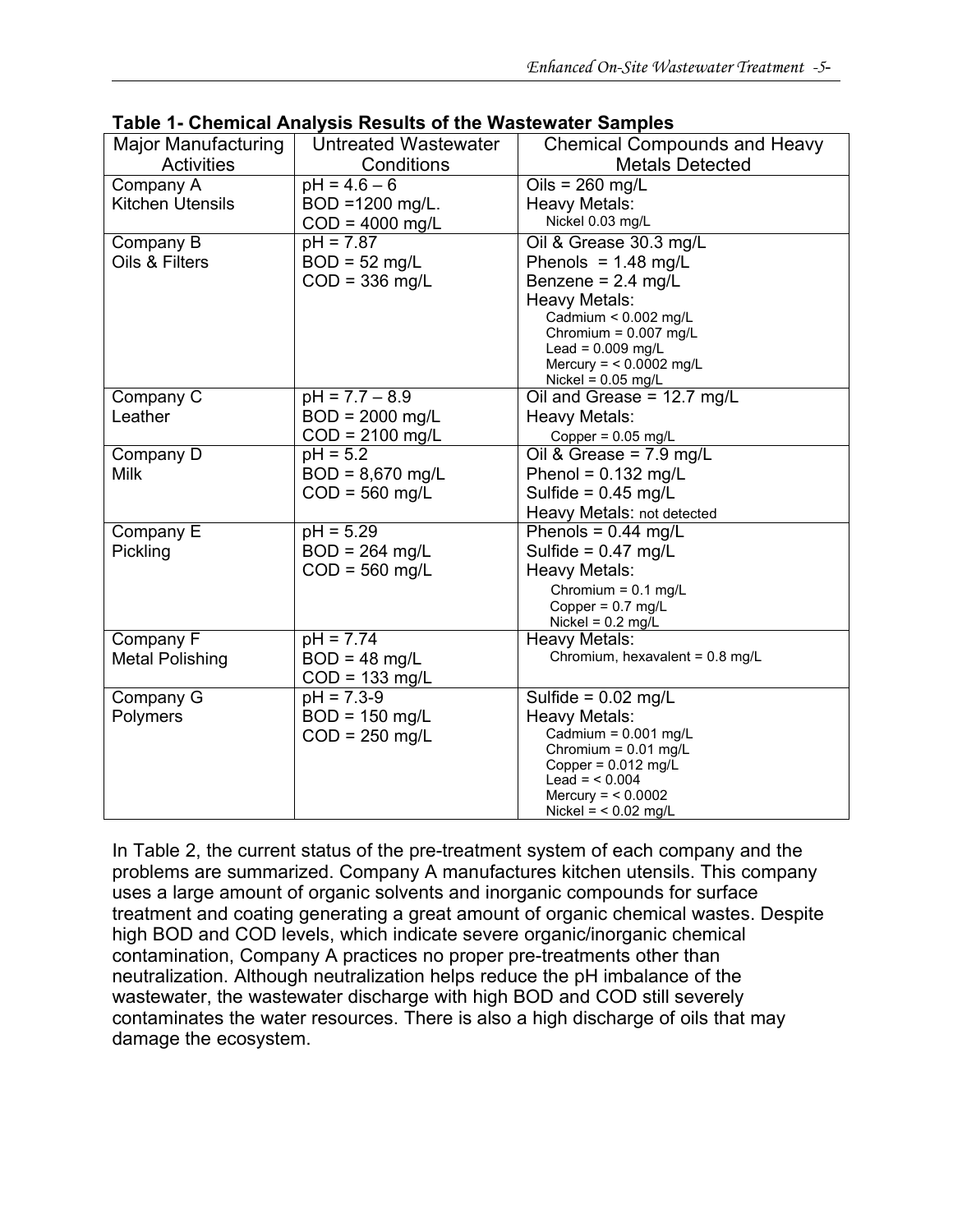**Table 1- Chemical Analysis Results of the Wastewater Samples**

| Major Manufacturing Activities | Untreated Wastewater Conditions | Chemical Compounds and Heavy Metals Detected |
|---|---|---|
| Company A<br>Kitchen Utensils | pH = 4.6 – 6<br>BOD =1200 mg/L.<br>COD = 4000 mg/L | Oils = 260 mg/L<br>Heavy Metals:<br>Nickel 0.03 mg/L |
| Company B<br>Oils & Filters | pH = 7.87<br>BOD = 52 mg/L<br>COD = 336 mg/L | Oil & Grease 30.3 mg/L<br>Phenols = 1.48 mg/L<br>Benzene = 2.4 mg/L<br>Heavy Metals:<br>Cadmium < 0.002 mg/L<br>Chromium = 0.007 mg/L<br>Lead = 0.009 mg/L<br>Mercury = < 0.0002 mg/L<br>Nickel = 0.05 mg/L |
| Company C<br>Leather | pH = 7.7 – 8.9<br>BOD = 2000 mg/L<br>COD = 2100 mg/L | Oil and Grease = 12.7 mg/L<br>Heavy Metals:<br>Copper = 0.05 mg/L |
| Company D<br>Milk | pH = 5.2<br>BOD = 8,670 mg/L<br>COD = 560 mg/L | Oil & Grease = 7.9 mg/L<br>Phenol = 0.132 mg/L<br>Sulfide = 0.45 mg/L<br>Heavy Metals: not detected |
| Company E<br>Pickling | pH = 5.29<br>BOD = 264 mg/L<br>COD = 560 mg/L | Phenols = 0.44 mg/L<br>Sulfide = 0.47 mg/L<br>Heavy Metals:<br>Chromium = 0.1 mg/L<br>Copper = 0.7 mg/L<br>Nickel = 0.2 mg/L |
| Company F<br>Metal Polishing | pH = 7.74<br>BOD = 48 mg/L<br>COD = 133 mg/L | Heavy Metals:<br>Chromium, hexavalent = 0.8 mg/L |
| Company G<br>Polymers | pH = 7.3-9<br>BOD = 150 mg/L<br>COD = 250 mg/L | Sulfide = 0.02 mg/L<br>Heavy Metals:<br>Cadmium = 0.001 mg/L<br>Chromium = 0.01 mg/L<br>Copper = 0.012 mg/L<br>Lead = < 0.004<br>Mercury = < 0.0002<br>Nickel = < 0.02 mg/L |

In Table 2, the current status of the pre-treatment system of each company and the problems are summarized. Company A manufactures kitchen utensils. This company uses a large amount of organic solvents and inorganic compounds for surface treatment and coating generating a great amount of organic chemical wastes. Despite high BOD and COD levels, which indicate severe organic/inorganic chemical contamination, Company A practices no proper pre-treatments other than neutralization. Although neutralization helps reduce the pH imbalance of the wastewater, the wastewater discharge with high BOD and COD still severely contaminates the water resources. There is also a high discharge of oils that may damage the ecosystem.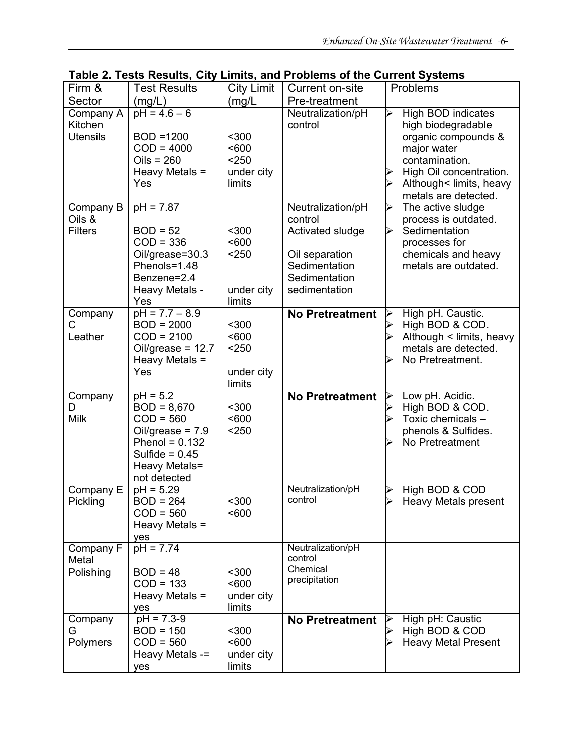**Table 2. Tests Results, City Limits, and Problems of the Current Systems**

| Firm & Sector | Test Results (mg/L) | City Limit (mg/L | Current on-site Pre-treatment | Problems |
|---|---|---|---|---|
| Company A Kitchen Utensils | pH = 4.6 – 6<br><br>BOD =1200<br>COD = 4000<br>Oils = 260<br>Heavy Metals = Yes | <br><br><300<br><600<br><250<br>under city limits | Neutralization/pH control | ➢ High BOD indicates high biodegradable organic compounds & major water contamination.<br>➢ High Oil concentration.<br>➢ Although< limits, heavy metals are detected. |
| Company B Oils & Filters | pH = 7.87<br><br>BOD = 52<br>COD = 336<br>Oil/grease=30.3<br>Phenols=1.48<br>Benzene=2.4<br>Heavy Metals - Yes | <br><br><300<br><600<br><250<br><br><br>under city limits | Neutralization/pH control<br>Activated sludge<br><br>Oil separation<br>Sedimentation<br>Sedimentation<br>sedimentation | ➢ The active sludge process is outdated.<br>➢ Sedimentation processes for chemicals and heavy metals are outdated. |
| Company C Leather | pH = 7.7 – 8.9<br>BOD = 2000<br>COD = 2100<br>Oil/grease = 12.7<br>Heavy Metals = Yes | <br><300<br><600<br><250<br><br>under city limits | **No Pretreatment** | ➢ High pH. Caustic.<br>➢ High BOD & COD.<br>➢ Although < limits, heavy metals are detected.<br>➢ No Pretreatment. |
| Company D Milk | pH = 5.2<br>BOD = 8,670<br>COD = 560<br>Oil/grease = 7.9<br>Phenol = 0.132<br>Sulfide = 0.45<br>Heavy Metals= not detected | <br><300<br><600<br><250 | **No Pretreatment** | ➢ Low pH. Acidic.<br>➢ High BOD & COD.<br>➢ Toxic chemicals – phenols & Sulfides.<br>➢ No Pretreatment |
| Company E Pickling | pH = 5.29<br>BOD = 264<br>COD = 560<br>Heavy Metals = yes | <br><300<br><600 | Neutralization/pH control | ➢ High BOD & COD<br>➢ Heavy Metals present |
| Company F Metal Polishing | pH = 7.74<br><br>BOD = 48<br>COD = 133<br>Heavy Metals = yes | <br><br><300<br><600<br>under city limits | Neutralization/pH control<br>Chemical precipitation | |
| Company G Polymers | pH = 7.3-9<br>BOD = 150<br>COD = 560<br>Heavy Metals -= yes | <br><300<br><600<br>under city limits | **No Pretreatment** | ➢ High pH: Caustic<br>➢ High BOD & COD<br>➢ Heavy Metal Present |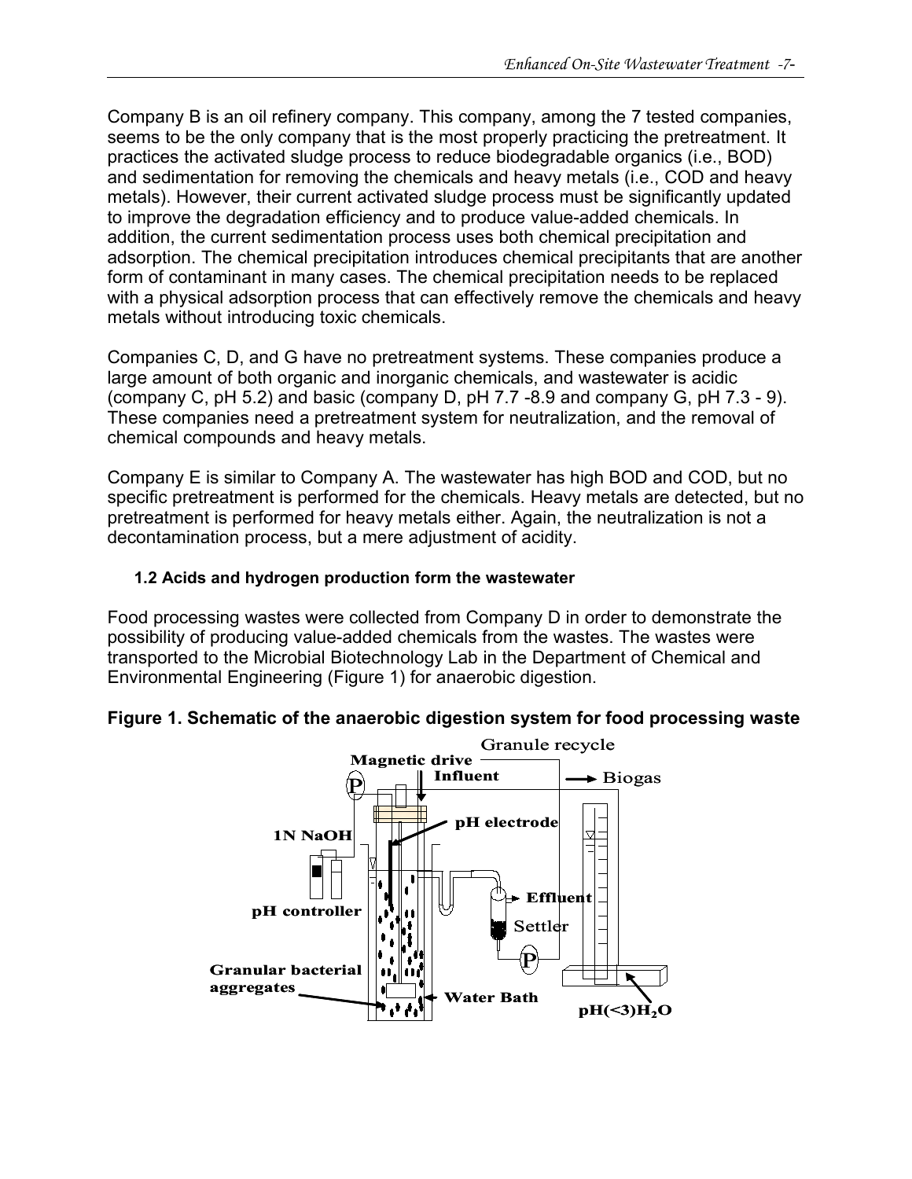Company B is an oil refinery company. This company, among the 7 tested companies, seems to be the only company that is the most properly practicing the pretreatment. It practices the activated sludge process to reduce biodegradable organics (i.e., BOD) and sedimentation for removing the chemicals and heavy metals (i.e., COD and heavy metals). However, their current activated sludge process must be significantly updated to improve the degradation efficiency and to produce value-added chemicals. In addition, the current sedimentation process uses both chemical precipitation and adsorption. The chemical precipitation introduces chemical precipitants that are another form of contaminant in many cases. The chemical precipitation needs to be replaced with a physical adsorption process that can effectively remove the chemicals and heavy metals without introducing toxic chemicals.

Companies C, D, and G have no pretreatment systems. These companies produce a large amount of both organic and inorganic chemicals, and wastewater is acidic (company C, pH 5.2) and basic (company D, pH 7.7 -8.9 and company G, pH 7.3 - 9). These companies need a pretreatment system for neutralization, and the removal of chemical compounds and heavy metals.

Company E is similar to Company A. The wastewater has high BOD and COD, but no specific pretreatment is performed for the chemicals. Heavy metals are detected, but no pretreatment is performed for heavy metals either. Again, the neutralization is not a decontamination process, but a mere adjustment of acidity.

### 1.2 Acids and hydrogen production form the wastewater

Food processing wastes were collected from Company D in order to demonstrate the possibility of producing value-added chemicals from the wastes. The wastes were transported to the Microbial Biotechnology Lab in the Department of Chemical and Environmental Engineering (Figure 1) for anaerobic digestion.

**Figure 1. Schematic of the anaerobic digestion system for food processing waste**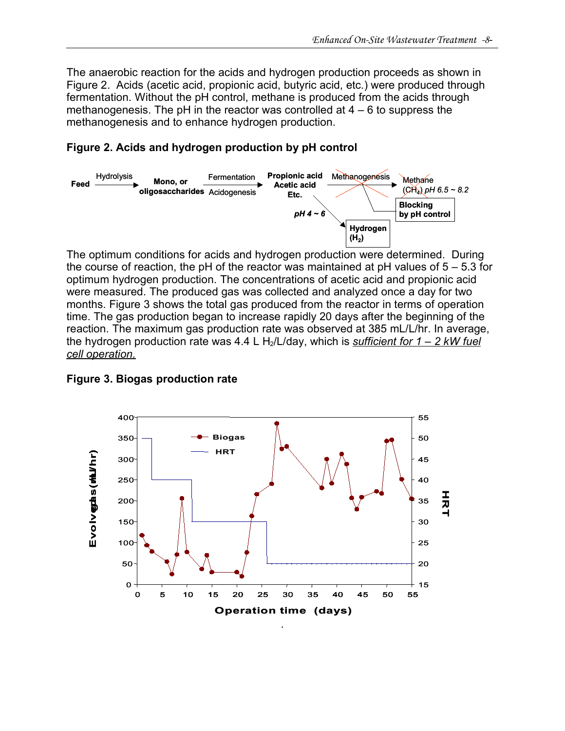The anaerobic reaction for the acids and hydrogen production proceeds as shown in Figure 2. Acids (acetic acid, propionic acid, butyric acid, etc.) were produced through fermentation. Without the pH control, methane is produced from the acids through methanogenesis. The pH in the reactor was controlled at 4 – 6 to suppress the methanogenesis and to enhance hydrogen production.

**Figure 2. Acids and hydrogen production by pH control**

Feed → (Hydrolysis) → Mono, or oligosaccharides → (Fermentation, Acidogenesis) → Propionic acid, Acetic acid, Etc. → (Methanogenesis) → Methane ($CH_4$) *pH 6.5 ~ 8.2* — Blocking by pH control

Propionic acid, Acetic acid, Etc. → (*pH 4 ~ 6*) → Hydrogen ($H_2$)

The optimum conditions for acids and hydrogen production were determined. During the course of reaction, the pH of the reactor was maintained at pH values of 5 – 5.3 for optimum hydrogen production. The concentrations of acetic acid and propionic acid were measured. The produced gas was collected and analyzed once a day for two months. Figure 3 shows the total gas produced from the reactor in terms of operation time. The gas production began to increase rapidly 20 days after the beginning of the reaction. The maximum gas production rate was observed at 385 mL/L/hr. In average, the hydrogen production rate was 4.4 L $H_2$/L/day, which is *__sufficient for 1 – 2 kW fuel cell operation.__*

**Figure 3. Biogas production rate**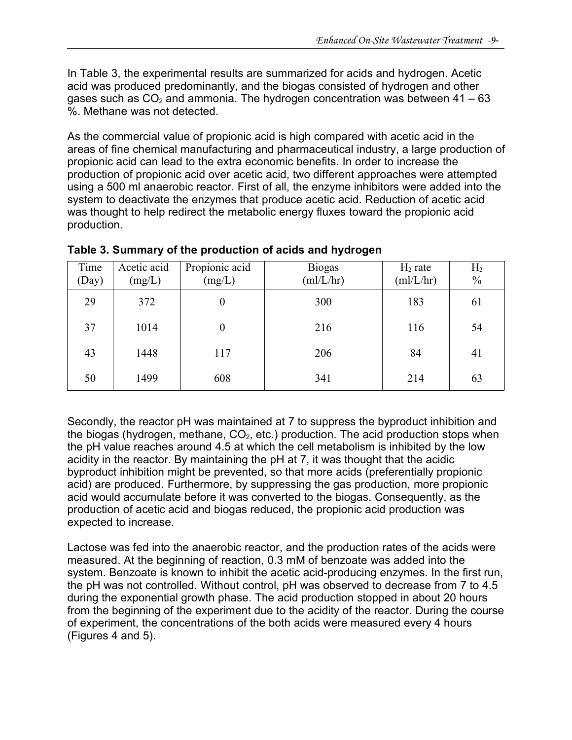In Table 3, the experimental results are summarized for acids and hydrogen. Acetic acid was produced predominantly, and the biogas consisted of hydrogen and other gases such as $CO_2$ and ammonia. The hydrogen concentration was between 41 – 63 %. Methane was not detected.

As the commercial value of propionic acid is high compared with acetic acid in the areas of fine chemical manufacturing and pharmaceutical industry, a large production of propionic acid can lead to the extra economic benefits. In order to increase the production of propionic acid over acetic acid, two different approaches were attempted using a 500 ml anaerobic reactor. First of all, the enzyme inhibitors were added into the system to deactivate the enzymes that produce acetic acid. Reduction of acetic acid was thought to help redirect the metabolic energy fluxes toward the propionic acid production.

**Table 3. Summary of the production of acids and hydrogen**

| Time (Day) | Acetic acid (mg/L) | Propionic acid (mg/L) | Biogas (ml/L/hr) | $H_2$ rate (ml/L/hr) | $H_2$ % |
|---|---|---|---|---|---|
| 29 | 372 | 0 | 300 | 183 | 61 |
| 37 | 1014 | 0 | 216 | 116 | 54 |
| 43 | 1448 | 117 | 206 | 84 | 41 |
| 50 | 1499 | 608 | 341 | 214 | 63 |

Secondly, the reactor pH was maintained at 7 to suppress the byproduct inhibition and the biogas (hydrogen, methane, $CO_2$, etc.) production. The acid production stops when the pH value reaches around 4.5 at which the cell metabolism is inhibited by the low acidity in the reactor. By maintaining the pH at 7, it was thought that the acidic byproduct inhibition might be prevented, so that more acids (preferentially propionic acid) are produced. Furthermore, by suppressing the gas production, more propionic acid would accumulate before it was converted to the biogas. Consequently, as the production of acetic acid and biogas reduced, the propionic acid production was expected to increase.

Lactose was fed into the anaerobic reactor, and the production rates of the acids were measured. At the beginning of reaction, 0.3 mM of benzoate was added into the system. Benzoate is known to inhibit the acetic acid-producing enzymes. In the first run, the pH was not controlled. Without control, pH was observed to decrease from 7 to 4.5 during the exponential growth phase. The acid production stopped in about 20 hours from the beginning of the experiment due to the acidity of the reactor. During the course of experiment, the concentrations of the both acids were measured every 4 hours (Figures 4 and 5).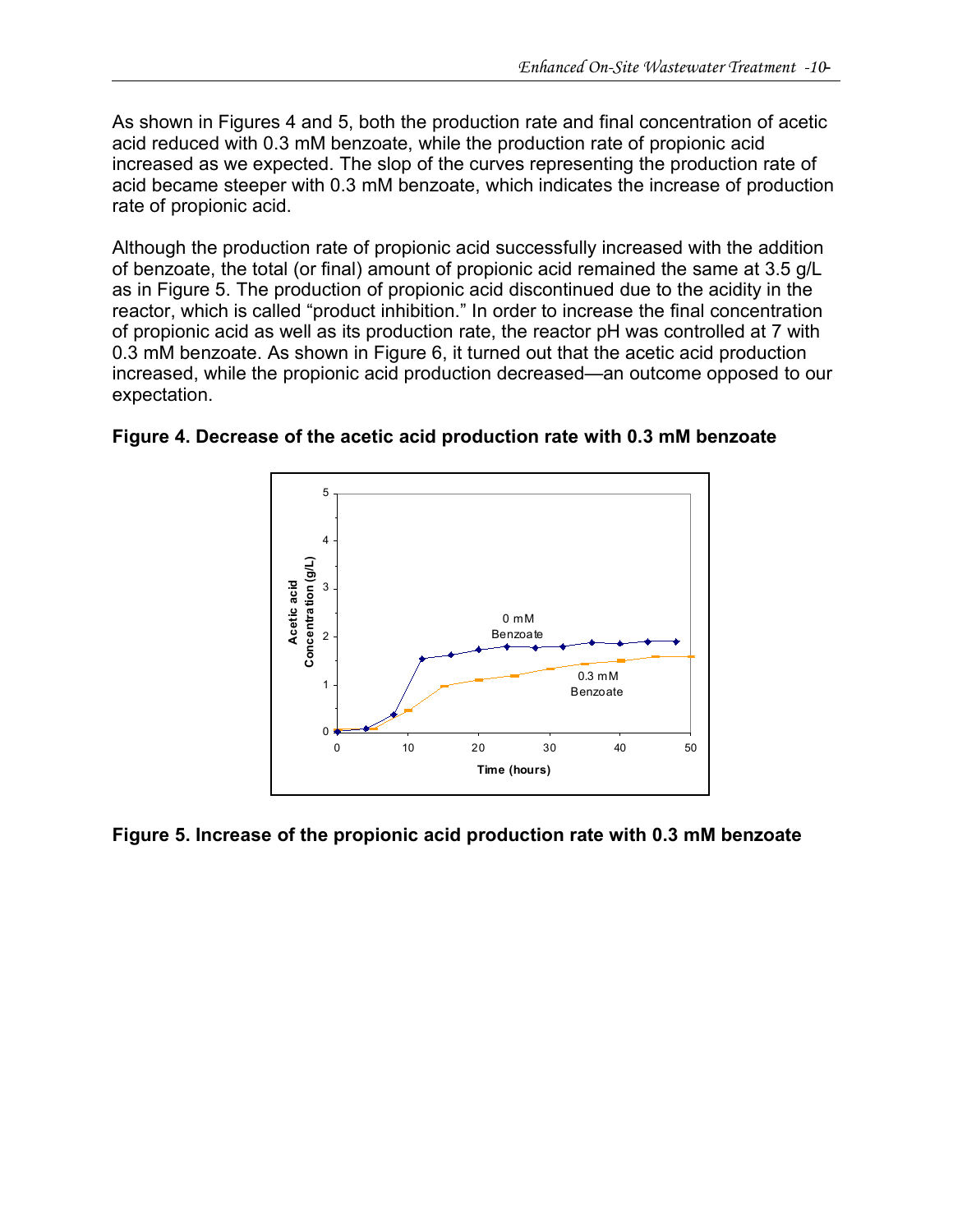As shown in Figures 4 and 5, both the production rate and final concentration of acetic acid reduced with 0.3 mM benzoate, while the production rate of propionic acid increased as we expected. The slop of the curves representing the production rate of acid became steeper with 0.3 mM benzoate, which indicates the increase of production rate of propionic acid.

Although the production rate of propionic acid successfully increased with the addition of benzoate, the total (or final) amount of propionic acid remained the same at 3.5 g/L as in Figure 5. The production of propionic acid discontinued due to the acidity in the reactor, which is called "product inhibition." In order to increase the final concentration of propionic acid as well as its production rate, the reactor pH was controlled at 7 with 0.3 mM benzoate. As shown in Figure 6, it turned out that the acetic acid production increased, while the propionic acid production decreased—an outcome opposed to our expectation.

**Figure 4. Decrease of the acetic acid production rate with 0.3 mM benzoate**

**Figure 5. Increase of the propionic acid production rate with 0.3 mM benzoate**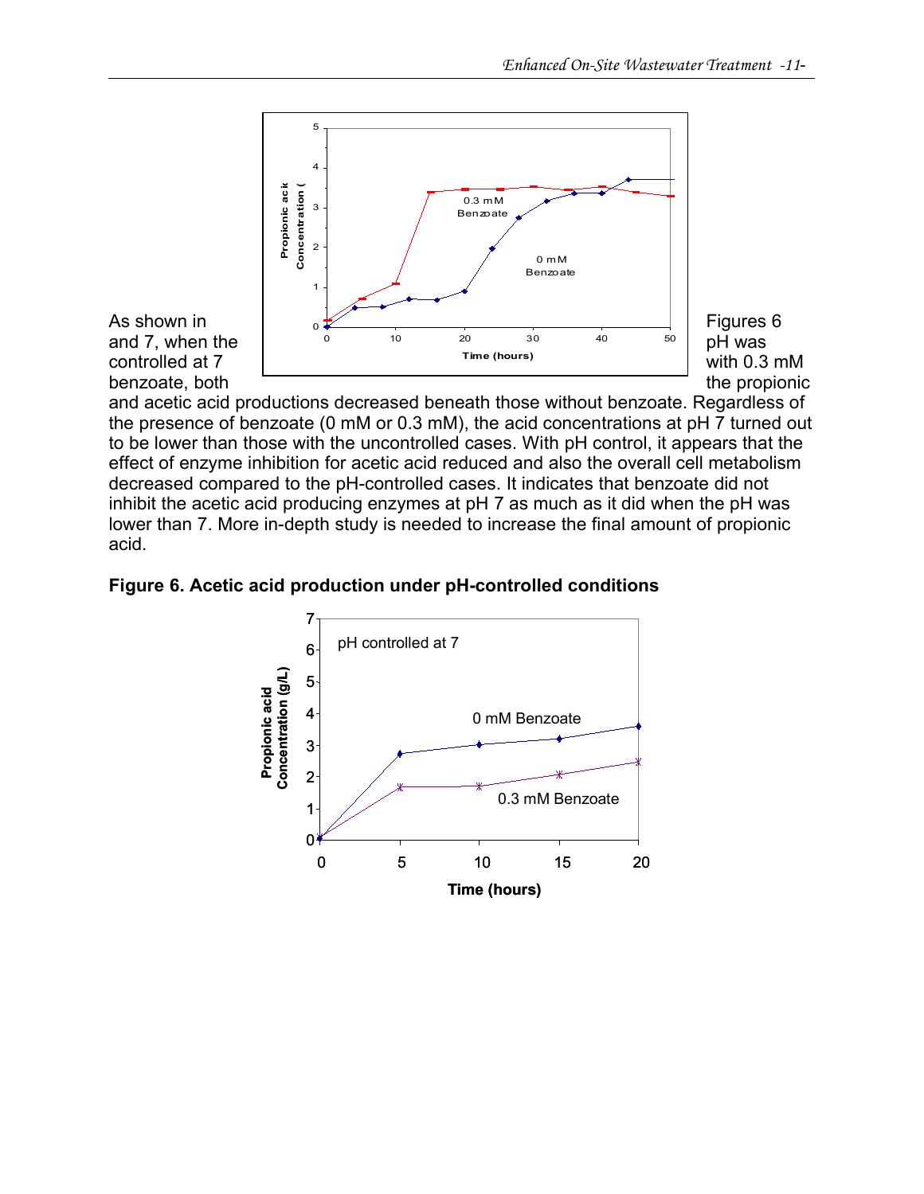As shown in Figures 6 and 7, when the pH was controlled at 7 with 0.3 mM benzoate, both the propionic and acetic acid productions decreased beneath those without benzoate. Regardless of the presence of benzoate (0 mM or 0.3 mM), the acid concentrations at pH 7 turned out to be lower than those with the uncontrolled cases. With pH control, it appears that the effect of enzyme inhibition for acetic acid reduced and also the overall cell metabolism decreased compared to the pH-controlled cases. It indicates that benzoate did not inhibit the acetic acid producing enzymes at pH 7 as much as it did when the pH was lower than 7. More in-depth study is needed to increase the final amount of propionic acid.

**Figure 6. Acetic acid production under pH-controlled conditions**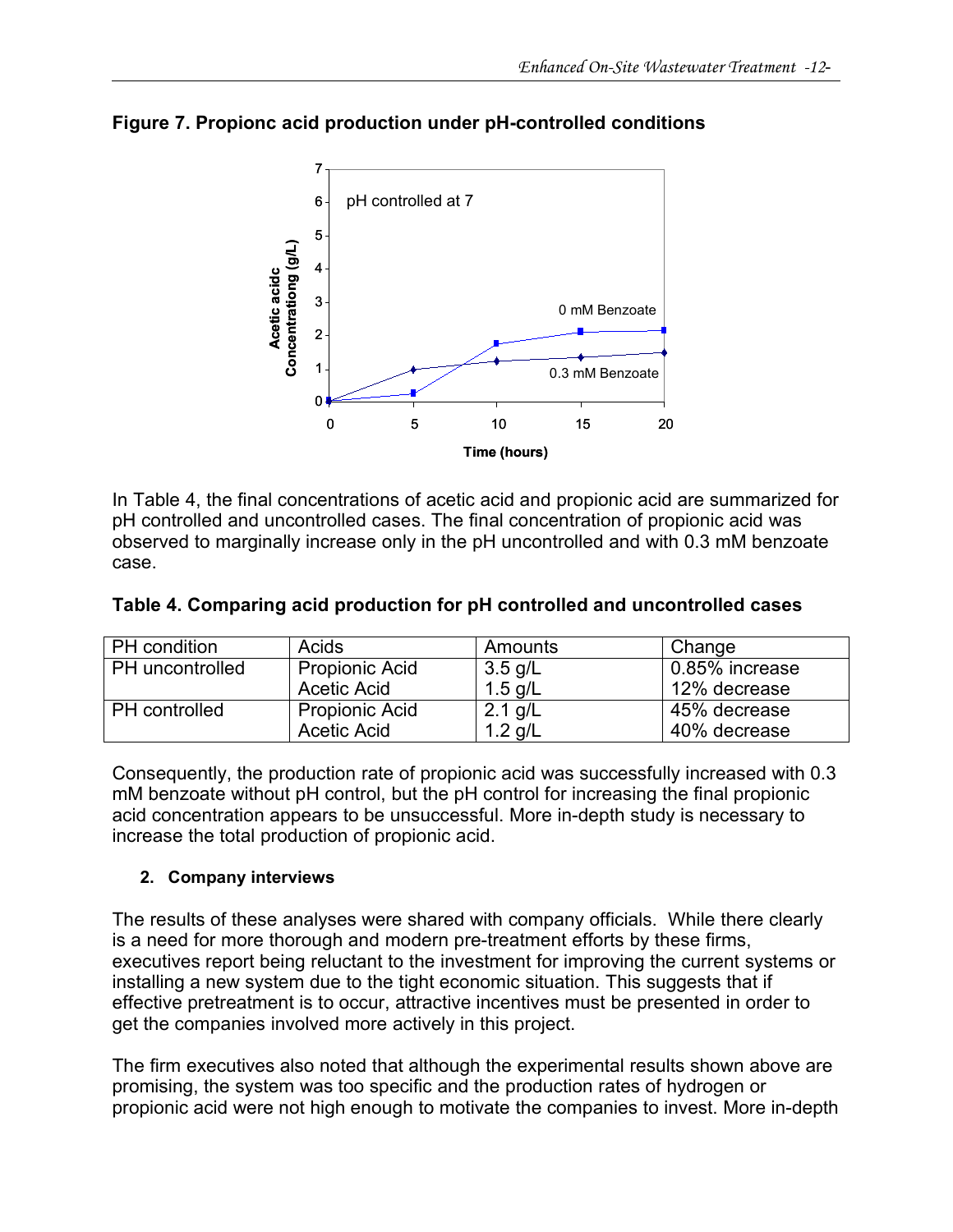**Figure 7. Propionc acid production under pH-controlled conditions**

In Table 4, the final concentrations of acetic acid and propionic acid are summarized for pH controlled and uncontrolled cases. The final concentration of propionic acid was observed to marginally increase only in the pH uncontrolled and with 0.3 mM benzoate case.

**Table 4. Comparing acid production for pH controlled and uncontrolled cases**

| PH condition | Acids | Amounts | Change |
|---|---|---|---|
| PH uncontrolled | Propionic Acid<br>Acetic Acid | 3.5 g/L<br>1.5 g/L | 0.85% increase<br>12% decrease |
| PH controlled | Propionic Acid<br>Acetic Acid | 2.1 g/L<br>1.2 g/L | 45% decrease<br>40% decrease |

Consequently, the production rate of propionic acid was successfully increased with 0.3 mM benzoate without pH control, but the pH control for increasing the final propionic acid concentration appears to be unsuccessful. More in-depth study is necessary to increase the total production of propionic acid.

**2. Company interviews**

The results of these analyses were shared with company officials. While there clearly is a need for more thorough and modern pre-treatment efforts by these firms, executives report being reluctant to the investment for improving the current systems or installing a new system due to the tight economic situation. This suggests that if effective pretreatment is to occur, attractive incentives must be presented in order to get the companies involved more actively in this project.

The firm executives also noted that although the experimental results shown above are promising, the system was too specific and the production rates of hydrogen or propionic acid were not high enough to motivate the companies to invest. More in-depth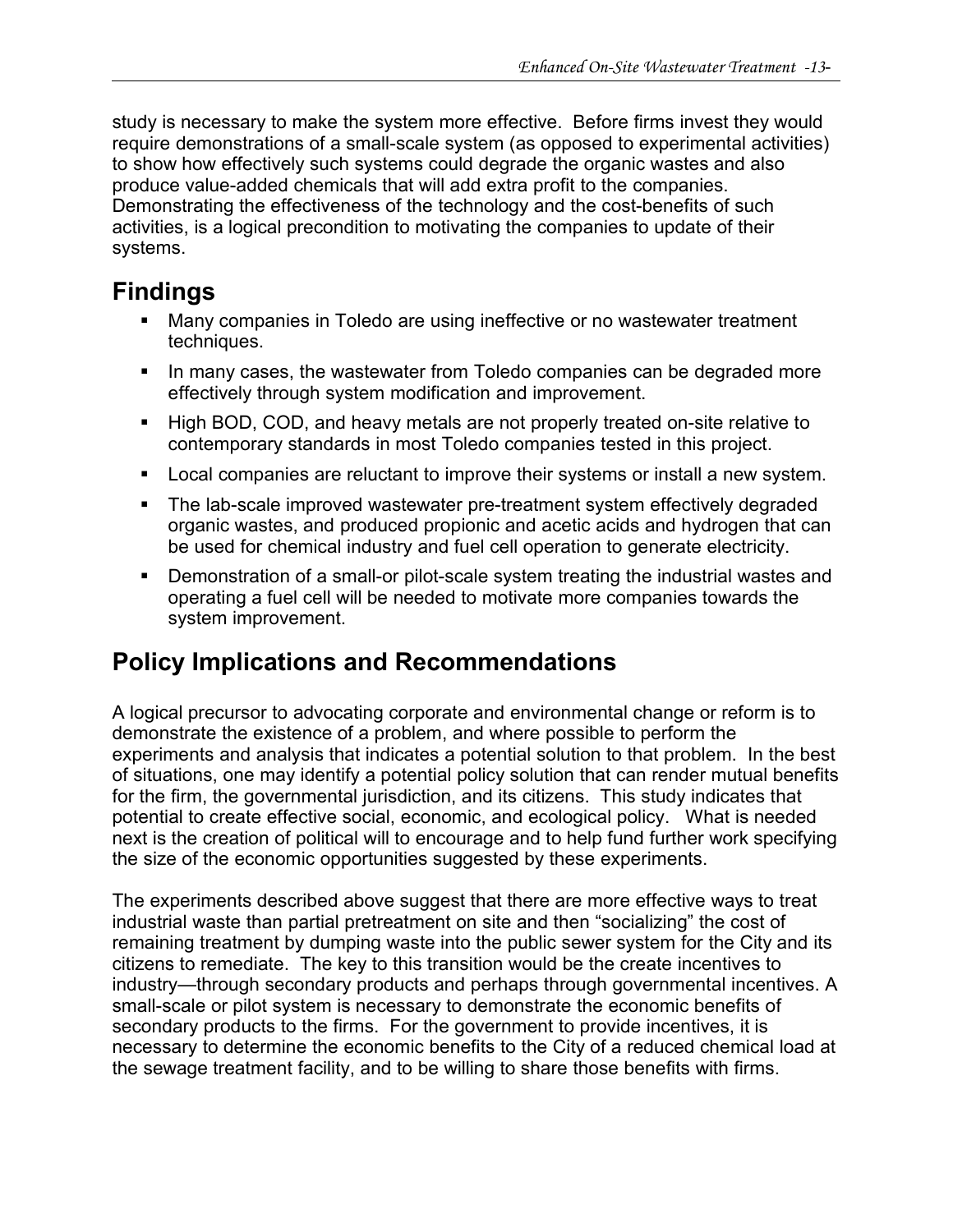study is necessary to make the system more effective. Before firms invest they would require demonstrations of a small-scale system (as opposed to experimental activities) to show how effectively such systems could degrade the organic wastes and also produce value-added chemicals that will add extra profit to the companies. Demonstrating the effectiveness of the technology and the cost-benefits of such activities, is a logical precondition to motivating the companies to update of their systems.

## Findings

- Many companies in Toledo are using ineffective or no wastewater treatment techniques.
- In many cases, the wastewater from Toledo companies can be degraded more effectively through system modification and improvement.
- High BOD, COD, and heavy metals are not properly treated on-site relative to contemporary standards in most Toledo companies tested in this project.
- Local companies are reluctant to improve their systems or install a new system.
- The lab-scale improved wastewater pre-treatment system effectively degraded organic wastes, and produced propionic and acetic acids and hydrogen that can be used for chemical industry and fuel cell operation to generate electricity.
- Demonstration of a small-or pilot-scale system treating the industrial wastes and operating a fuel cell will be needed to motivate more companies towards the system improvement.

## Policy Implications and Recommendations

A logical precursor to advocating corporate and environmental change or reform is to demonstrate the existence of a problem, and where possible to perform the experiments and analysis that indicates a potential solution to that problem. In the best of situations, one may identify a potential policy solution that can render mutual benefits for the firm, the governmental jurisdiction, and its citizens. This study indicates that potential to create effective social, economic, and ecological policy. What is needed next is the creation of political will to encourage and to help fund further work specifying the size of the economic opportunities suggested by these experiments.

The experiments described above suggest that there are more effective ways to treat industrial waste than partial pretreatment on site and then "socializing" the cost of remaining treatment by dumping waste into the public sewer system for the City and its citizens to remediate. The key to this transition would be the create incentives to industry—through secondary products and perhaps through governmental incentives. A small-scale or pilot system is necessary to demonstrate the economic benefits of secondary products to the firms. For the government to provide incentives, it is necessary to determine the economic benefits to the City of a reduced chemical load at the sewage treatment facility, and to be willing to share those benefits with firms.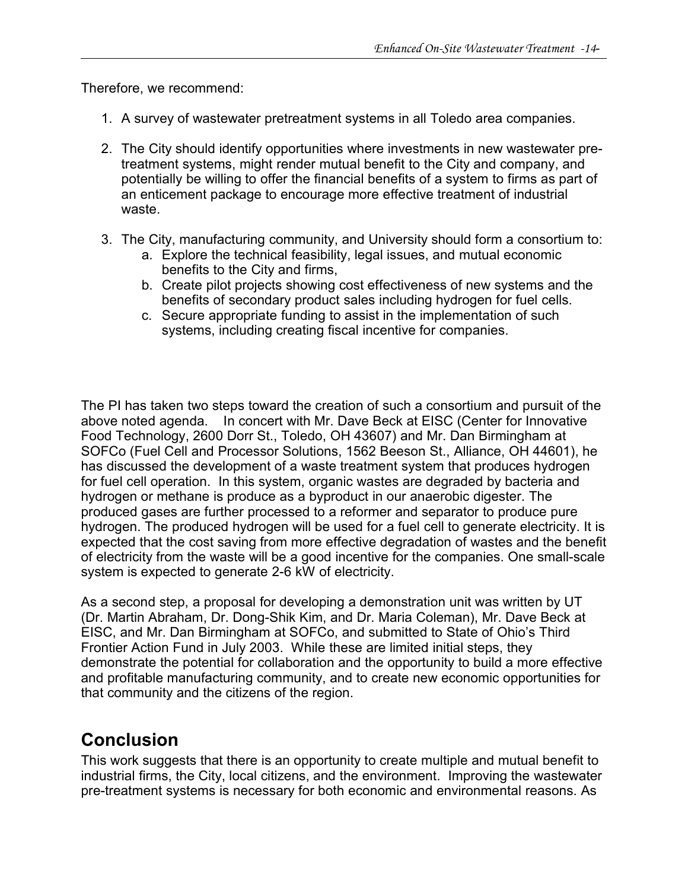Therefore, we recommend:

1. A survey of wastewater pretreatment systems in all Toledo area companies.

2. The City should identify opportunities where investments in new wastewater pre-treatment systems, might render mutual benefit to the City and company, and potentially be willing to offer the financial benefits of a system to firms as part of an enticement package to encourage more effective treatment of industrial waste.

3. The City, manufacturing community, and University should form a consortium to:
   a. Explore the technical feasibility, legal issues, and mutual economic benefits to the City and firms,
   b. Create pilot projects showing cost effectiveness of new systems and the benefits of secondary product sales including hydrogen for fuel cells.
   c. Secure appropriate funding to assist in the implementation of such systems, including creating fiscal incentive for companies.

The PI has taken two steps toward the creation of such a consortium and pursuit of the above noted agenda. In concert with Mr. Dave Beck at EISC (Center for Innovative Food Technology, 2600 Dorr St., Toledo, OH 43607) and Mr. Dan Birmingham at SOFCo (Fuel Cell and Processor Solutions, 1562 Beeson St., Alliance, OH 44601), he has discussed the development of a waste treatment system that produces hydrogen for fuel cell operation. In this system, organic wastes are degraded by bacteria and hydrogen or methane is produce as a byproduct in our anaerobic digester. The produced gases are further processed to a reformer and separator to produce pure hydrogen. The produced hydrogen will be used for a fuel cell to generate electricity. It is expected that the cost saving from more effective degradation of wastes and the benefit of electricity from the waste will be a good incentive for the companies. One small-scale system is expected to generate 2-6 kW of electricity.

As a second step, a proposal for developing a demonstration unit was written by UT (Dr. Martin Abraham, Dr. Dong-Shik Kim, and Dr. Maria Coleman), Mr. Dave Beck at EISC, and Mr. Dan Birmingham at SOFCo, and submitted to State of Ohio's Third Frontier Action Fund in July 2003. While these are limited initial steps, they demonstrate the potential for collaboration and the opportunity to build a more effective and profitable manufacturing community, and to create new economic opportunities for that community and the citizens of the region.

## Conclusion

This work suggests that there is an opportunity to create multiple and mutual benefit to industrial firms, the City, local citizens, and the environment. Improving the wastewater pre-treatment systems is necessary for both economic and environmental reasons. As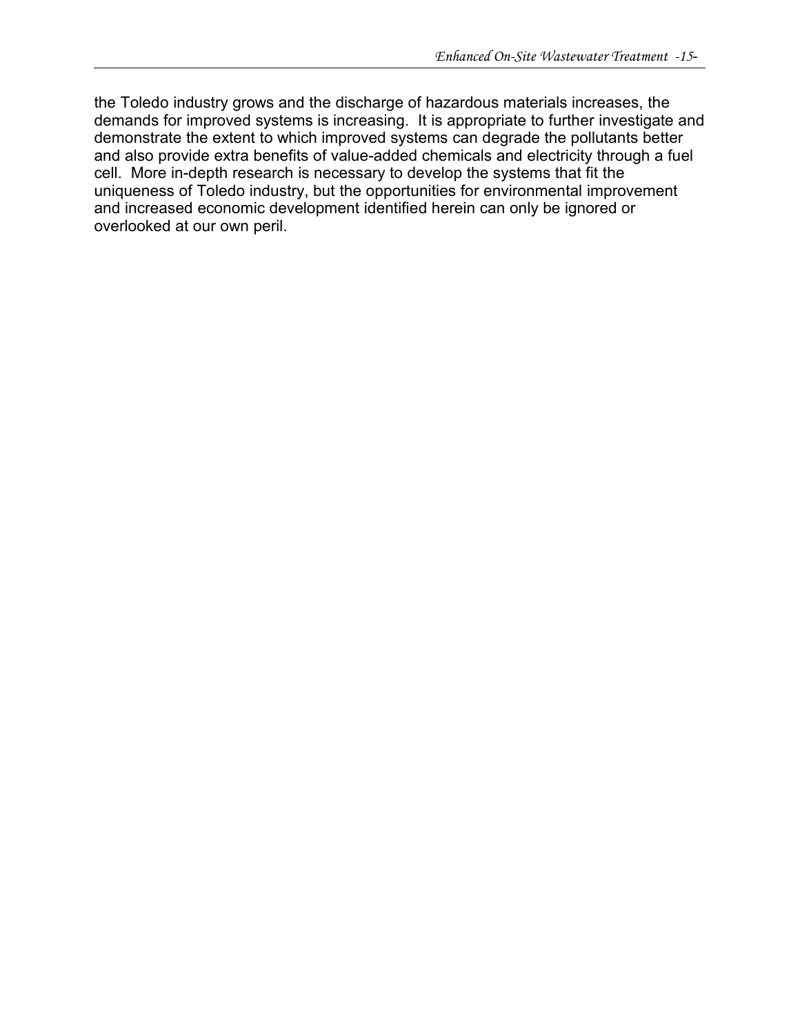the Toledo industry grows and the discharge of hazardous materials increases, the demands for improved systems is increasing. It is appropriate to further investigate and demonstrate the extent to which improved systems can degrade the pollutants better and also provide extra benefits of value-added chemicals and electricity through a fuel cell. More in-depth research is necessary to develop the systems that fit the uniqueness of Toledo industry, but the opportunities for environmental improvement and increased economic development identified herein can only be ignored or overlooked at our own peril.